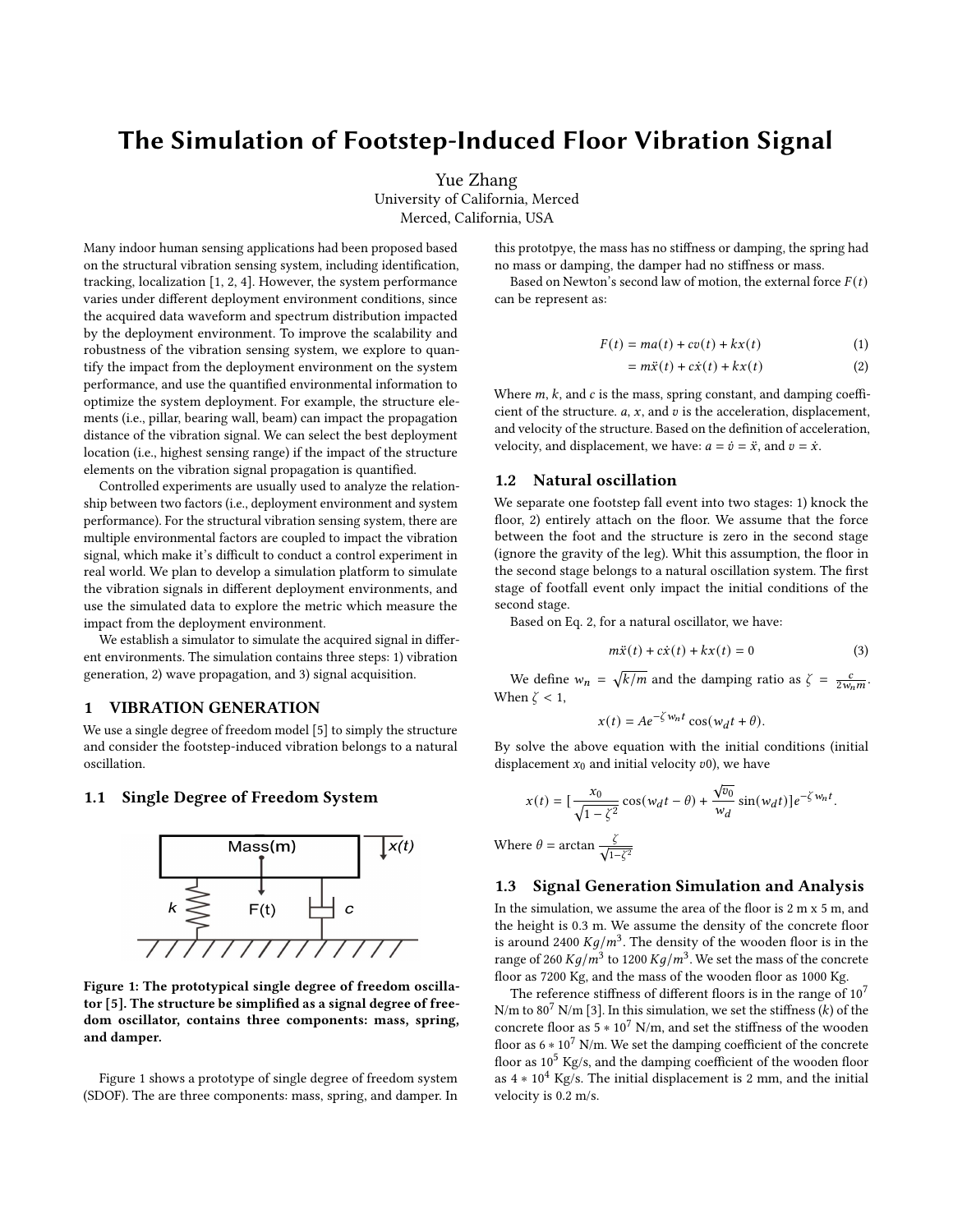# The Simulation of Footstep-Induced Floor Vibration Signal

Yue Zhang
University of California, Merced
Merced, California, USA

Many indoor human sensing applications had been proposed based on the structural vibration sensing system, including identification, tracking, localization [1, 2, 4]. However, the system performance varies under different deployment environment conditions, since the acquired data waveform and spectrum distribution impacted by the deployment environment. To improve the scalability and robustness of the vibration sensing system, we explore to quantify the impact from the deployment environment on the system performance, and use the quantified environmental information to optimize the system deployment. For example, the structure elements (i.e., pillar, bearing wall, beam) can impact the propagation distance of the vibration signal. We can select the best deployment location (i.e., highest sensing range) if the impact of the structure elements on the vibration signal propagation is quantified.

Controlled experiments are usually used to analyze the relationship between two factors (i.e., deployment environment and system performance). For the structural vibration sensing system, there are multiple environmental factors are coupled to impact the vibration signal, which make it's difficult to conduct a control experiment in real world. We plan to develop a simulation platform to simulate the vibration signals in different deployment environments, and use the simulated data to explore the metric which measure the impact from the deployment environment.

We establish a simulator to simulate the acquired signal in different environments. The simulation contains three steps: 1) vibration generation, 2) wave propagation, and 3) signal acquisition.

## 1 VIBRATION GENERATION

We use a single degree of freedom model [5] to simply the structure and consider the footstep-induced vibration belongs to a natural oscillation.

### 1.1 Single Degree of Freedom System

Figure 1: The prototypical single degree of freedom oscillator [5]. The structure be simplified as a signal degree of freedom oscillator, contains three components: mass, spring, and damper.

Figure 1 shows a prototype of single degree of freedom system (SDOF). The are three components: mass, spring, and damper. In this prototpye, the mass has no stiffness or damping, the spring had no mass or damping, the damper had no stiffness or mass.

Based on Newton's second law of motion, the external force $F(t)$ can be represent as:

$$F(t) = ma(t) + cv(t) + kx(t) \quad (1)$$

$$= m\ddot{x}(t) + c\dot{x}(t) + kx(t) \quad (2)$$

Where $m$, $k$, and $c$ is the mass, spring constant, and damping coefficient of the structure. $a$, $x$, and $v$ is the acceleration, displacement, and velocity of the structure. Based on the definition of acceleration, velocity, and displacement, we have: $a = \dot{v} = \ddot{x}$, and $v = \dot{x}$.

### 1.2 Natural oscillation

We separate one footstep fall event into two stages: 1) knock the floor, 2) entirely attach on the floor. We assume that the force between the foot and the structure is zero in the second stage (ignore the gravity of the leg). Whit this assumption, the floor in the second stage belongs to a natural oscillation system. The first stage of footfall event only impact the initial conditions of the second stage.

Based on Eq. 2, for a natural oscillator, we have:

$$m\ddot{x}(t) + c\dot{x}(t) + kx(t) = 0 \quad (3)$$

We define $w_n = \sqrt{k/m}$ and the damping ratio as $\zeta = \frac{c}{2w_n m}$. When $\zeta < 1$,

$$x(t) = Ae^{-\zeta w_n t}\cos(w_d t + \theta).$$

By solve the above equation with the initial conditions (initial displacement $x_0$ and initial velocity $v0$), we have

$$x(t) = [\frac{x_0}{\sqrt{1-\zeta^2}}\cos(w_d t - \theta) + \frac{\sqrt{v_0}}{w_d}\sin(w_d t)]e^{-\zeta w_n t}.$$

Where $\theta = \arctan\frac{\zeta}{\sqrt{1-\zeta^2}}$

### 1.3 Signal Generation Simulation and Analysis

In the simulation, we assume the area of the floor is 2 m x 5 m, and the height is 0.3 m. We assume the density of the concrete floor is around 2400 $Kg/m^3$. The density of the wooden floor is in the range of 260 $Kg/m^3$ to 1200 $Kg/m^3$. We set the mass of the concrete floor as 7200 Kg, and the mass of the wooden floor as 1000 Kg.

The reference stiffness of different floors is in the range of $10^7$ N/m to $80^7$ N/m [3]. In this simulation, we set the stiffness ($k$) of the concrete floor as $5 * 10^7$ N/m, and set the stiffness of the wooden floor as $6 * 10^7$ N/m. We set the damping coefficient of the concrete floor as $10^5$ Kg/s, and the damping coefficient of the wooden floor as $4 * 10^4$ Kg/s. The initial displacement is 2 mm, and the initial velocity is 0.2 m/s.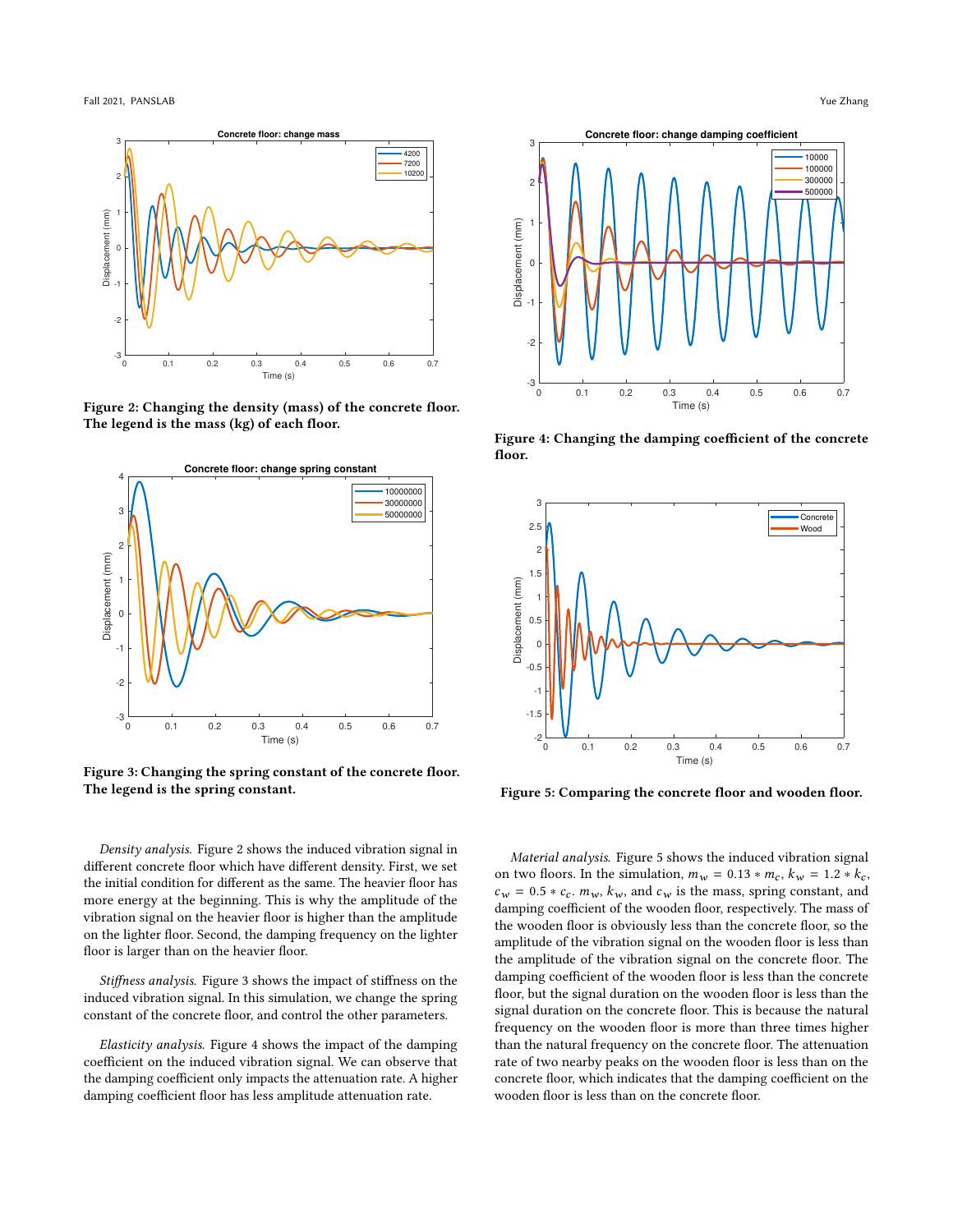Figure 2: Changing the density (mass) of the concrete floor. The legend is the mass (kg) of each floor.

Figure 3: Changing the spring constant of the concrete floor. The legend is the spring constant.

*Density analysis.* Figure 2 shows the induced vibration signal in different concrete floor which have different density. First, we set the initial condition for different as the same. The heavier floor has more energy at the beginning. This is why the amplitude of the vibration signal on the heavier floor is higher than the amplitude on the lighter floor. Second, the damping frequency on the lighter floor is larger than on the heavier floor.

*Stiffness analysis.* Figure 3 shows the impact of stiffness on the induced vibration signal. In this simulation, we change the spring constant of the concrete floor, and control the other parameters.

*Elasticity analysis.* Figure 4 shows the impact of the damping coefficient on the induced vibration signal. We can observe that the damping coefficient only impacts the attenuation rate. A higher damping coefficient floor has less amplitude attenuation rate.

Figure 4: Changing the damping coefficient of the concrete floor.

Figure 5: Comparing the concrete floor and wooden floor.

*Material analysis.* Figure 5 shows the induced vibration signal on two floors. In the simulation, $m_w = 0.13 * m_c$, $k_w = 1.2 * k_c$, $c_w = 0.5 * c_c$. $m_w$, $k_w$, and $c_w$ is the mass, spring constant, and damping coefficient of the wooden floor, respectively. The mass of the wooden floor is obviously less than the concrete floor, so the amplitude of the vibration signal on the wooden floor is less than the amplitude of the vibration signal on the concrete floor. The damping coefficient of the wooden floor is less than the concrete floor, but the signal duration on the wooden floor is less than the signal duration on the concrete floor. This is because the natural frequency on the wooden floor is more than three times higher than the natural frequency on the concrete floor. The attenuation rate of two nearby peaks on the wooden floor is less than on the concrete floor, which indicates that the damping coefficient on the wooden floor is less than on the concrete floor.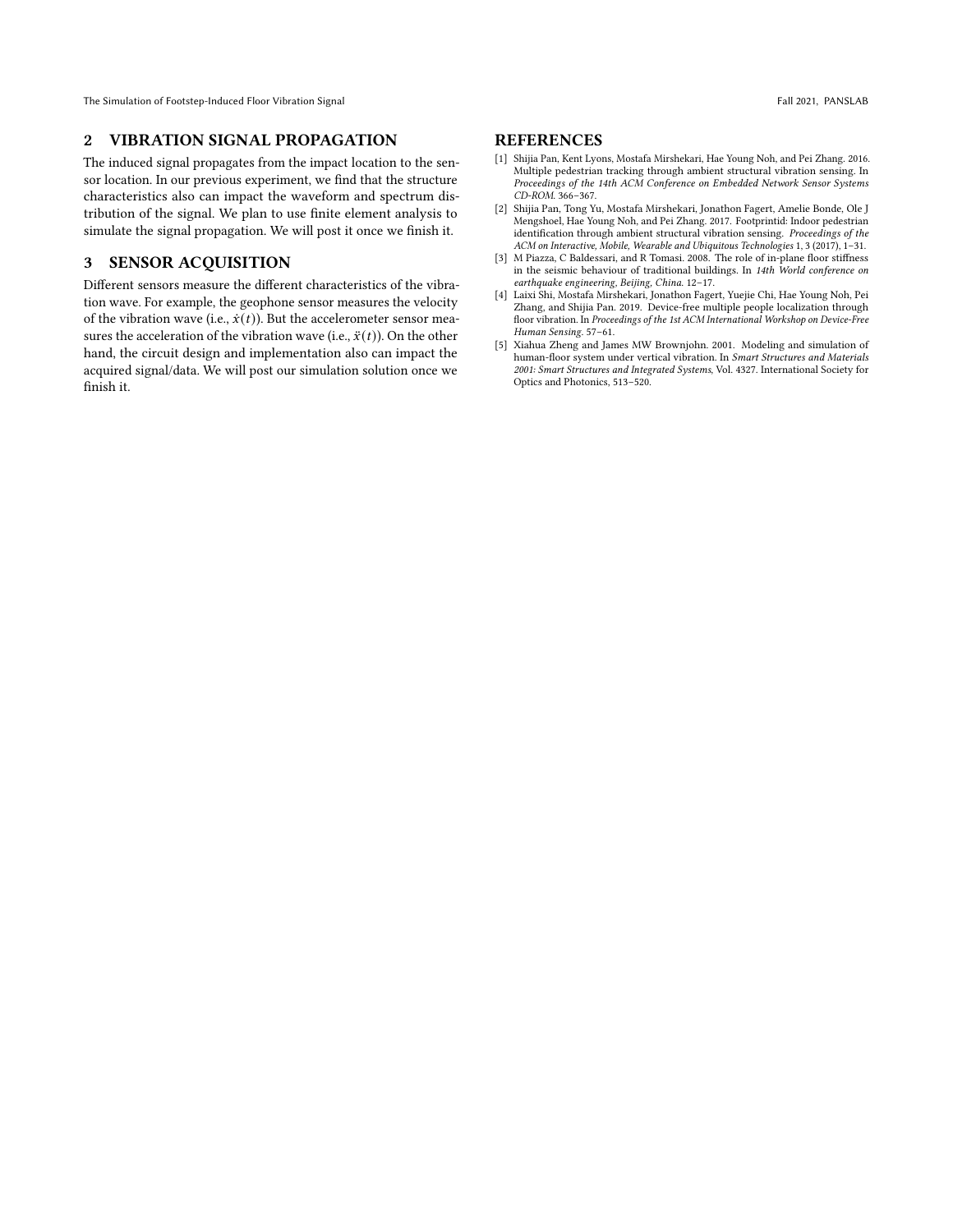## 2 VIBRATION SIGNAL PROPAGATION

The induced signal propagates from the impact location to the sensor location. In our previous experiment, we find that the structure characteristics also can impact the waveform and spectrum distribution of the signal. We plan to use finite element analysis to simulate the signal propagation. We will post it once we finish it.

## 3 SENSOR ACQUISITION

Different sensors measure the different characteristics of the vibration wave. For example, the geophone sensor measures the velocity of the vibration wave (i.e., $\dot{x}(t)$). But the accelerometer sensor measures the acceleration of the vibration wave (i.e., $\ddot{x}(t)$). On the other hand, the circuit design and implementation also can impact the acquired signal/data. We will post our simulation solution once we finish it.

## REFERENCES

[1] Shijia Pan, Kent Lyons, Mostafa Mirshekari, Hae Young Noh, and Pei Zhang. 2016. Multiple pedestrian tracking through ambient structural vibration sensing. In *Proceedings of the 14th ACM Conference on Embedded Network Sensor Systems CD-ROM*. 366–367.

[2] Shijia Pan, Tong Yu, Mostafa Mirshekari, Jonathon Fagert, Amelie Bonde, Ole J Mengshoel, Hae Young Noh, and Pei Zhang. 2017. Footprintid: Indoor pedestrian identification through ambient structural vibration sensing. *Proceedings of the ACM on Interactive, Mobile, Wearable and Ubiquitous Technologies* 1, 3 (2017), 1–31.

[3] M Piazza, C Baldessari, and R Tomasi. 2008. The role of in-plane floor stiffness in the seismic behaviour of traditional buildings. In *14th World conference on earthquake engineering, Beijing, China*. 12–17.

[4] Laixi Shi, Mostafa Mirshekari, Jonathon Fagert, Yuejie Chi, Hae Young Noh, Pei Zhang, and Shijia Pan. 2019. Device-free multiple people localization through floor vibration. In *Proceedings of the 1st ACM International Workshop on Device-Free Human Sensing*. 57–61.

[5] Xiahua Zheng and James MW Brownjohn. 2001. Modeling and simulation of human-floor system under vertical vibration. In *Smart Structures and Materials 2001: Smart Structures and Integrated Systems*, Vol. 4327. International Society for Optics and Photonics, 513–520.